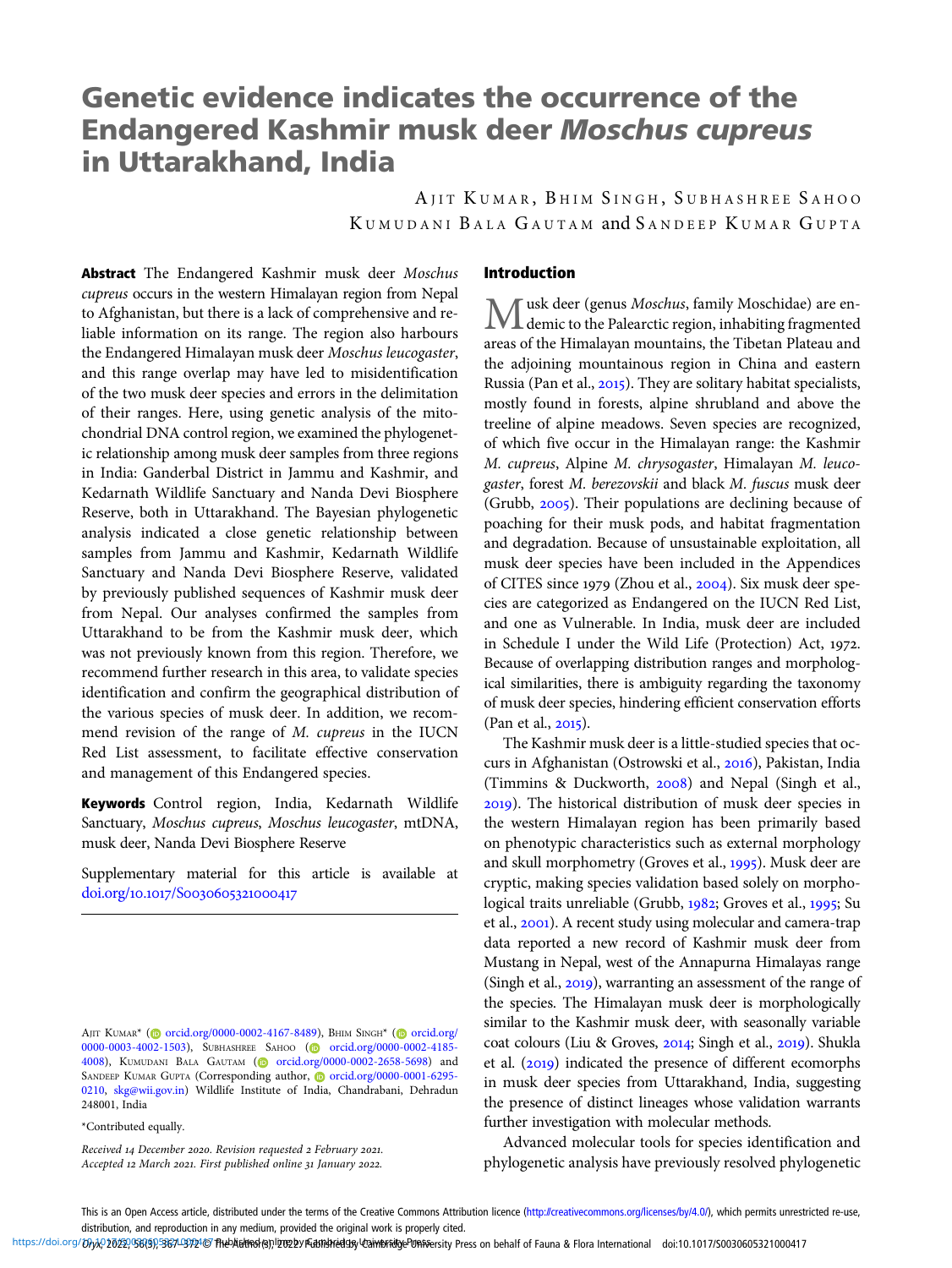# Genetic evidence indicates the occurrence of the Endangered Kashmir musk deer *Moschus cupreus* in Uttarakhand, India

AJIT KUMAR, BHIM SINGH, SUBHASHREE SAHOO, KUMUDANI BALA GAUTAM and SANDEEP KUMAR GUPTA

**Abstract** The Endangered Kashmir musk deer *Moschus cupreus* occurs in the western Himalayan region from Nepal to Afghanistan, but there is a lack of comprehensive and reliable information on its range. The region also harbours the Endangered Himalayan musk deer *Moschus leucogaster*, and this range overlap may have led to misidentification of the two musk deer species and errors in the delimitation of their ranges. Here, using genetic analysis of the mitochondrial DNA control region, we examined the phylogenetic relationship among musk deer samples from three regions in India: Ganderbal District in Jammu and Kashmir, and Kedarnath Wildlife Sanctuary and Nanda Devi Biosphere Reserve, both in Uttarakhand. The Bayesian phylogenetic analysis indicated a close genetic relationship between samples from Jammu and Kashmir, Kedarnath Wildlife Sanctuary and Nanda Devi Biosphere Reserve, validated by previously published sequences of Kashmir musk deer from Nepal. Our analyses confirmed the samples from Uttarakhand to be from the Kashmir musk deer, which was not previously known from this region. Therefore, we recommend further research in this area, to validate species identification and confirm the geographical distribution of the various species of musk deer. In addition, we recommend revision of the range of *M. cupreus* in the IUCN Red List assessment, to facilitate effective conservation and management of this Endangered species.

**Keywords** Control region, India, Kedarnath Wildlife Sanctuary, *Moschus cupreus*, *Moschus leucogaster*, mtDNA, musk deer, Nanda Devi Biosphere Reserve

Supplementary material for this article is available at doi.org/10.1017/S0030605321000417

AJIT KUMAR* (orcid.org/0000-0002-4167-8489), BHIM SINGH* (orcid.org/0000-0003-4002-1503), SUBHASHREE SAHOO (orcid.org/0000-0002-4185-4008), KUMUDANI BALA GAUTAM (orcid.org/0000-0002-2658-5698) and SANDEEP KUMAR GUPTA (Corresponding author, orcid.org/0000-0001-6295-0210, skg@wii.gov.in) Wildlife Institute of India, Chandrabani, Dehradun 248001, India

*Contributed equally.

*Received 14 December 2020. Revision requested 2 February 2021. Accepted 12 March 2021. First published online 31 January 2022.*

## Introduction

Musk deer (genus *Moschus*, family Moschidae) are endemic to the Palearctic region, inhabiting fragmented areas of the Himalayan mountains, the Tibetan Plateau and the adjoining mountainous region in China and eastern Russia (Pan et al., 2015). They are solitary habitat specialists, mostly found in forests, alpine shrubland and above the treeline of alpine meadows. Seven species are recognized, of which five occur in the Himalayan range: the Kashmir *M. cupreus*, Alpine *M. chrysogaster*, Himalayan *M. leucogaster*, forest *M. berezovskii* and black *M. fuscus* musk deer (Grubb, 2005). Their populations are declining because of poaching for their musk pods, and habitat fragmentation and degradation. Because of unsustainable exploitation, all musk deer species have been included in the Appendices of CITES since 1979 (Zhou et al., 2004). Six musk deer species are categorized as Endangered on the IUCN Red List, and one as Vulnerable. In India, musk deer are included in Schedule I under the Wild Life (Protection) Act, 1972. Because of overlapping distribution ranges and morphological similarities, there is ambiguity regarding the taxonomy of musk deer species, hindering efficient conservation efforts (Pan et al., 2015).

The Kashmir musk deer is a little-studied species that occurs in Afghanistan (Ostrowski et al., 2016), Pakistan, India (Timmins & Duckworth, 2008) and Nepal (Singh et al., 2019). The historical distribution of musk deer species in the western Himalayan region has been primarily based on phenotypic characteristics such as external morphology and skull morphometry (Groves et al., 1995). Musk deer are cryptic, making species validation based solely on morphological traits unreliable (Grubb, 1982; Groves et al., 1995; Su et al., 2001). A recent study using molecular and camera-trap data reported a new record of Kashmir musk deer from Mustang in Nepal, west of the Annapurna Himalayas range (Singh et al., 2019), warranting an assessment of the range of the species. The Himalayan musk deer is morphologically similar to the Kashmir musk deer, with seasonally variable coat colours (Liu & Groves, 2014; Singh et al., 2019). Shukla et al. (2019) indicated the presence of different ecomorphs in musk deer species from Uttarakhand, India, suggesting the presence of distinct lineages whose validation warrants further investigation with molecular methods.

Advanced molecular tools for species identification and phylogenetic analysis have previously resolved phylogenetic

This is an Open Access article, distributed under the terms of the Creative Commons Attribution licence (http://creativecommons.org/licenses/by/4.0/), which permits unrestricted re-use, distribution, and reproduction in any medium, provided the original work is properly cited.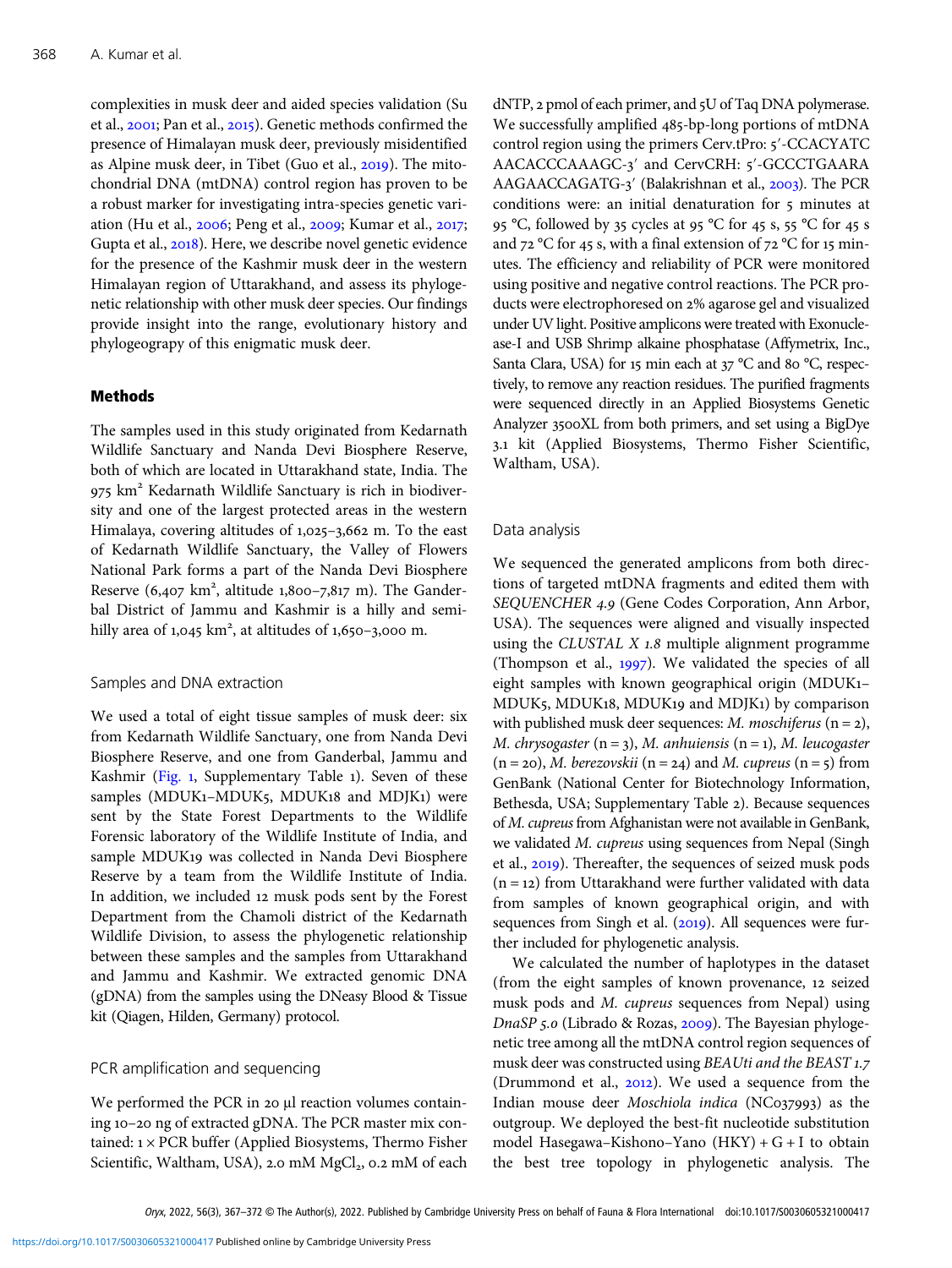complexities in musk deer and aided species validation (Su et al., 2001; Pan et al., 2015). Genetic methods confirmed the presence of Himalayan musk deer, previously misidentified as Alpine musk deer, in Tibet (Guo et al., 2019). The mitochondrial DNA (mtDNA) control region has proven to be a robust marker for investigating intra-species genetic variation (Hu et al., 2006; Peng et al., 2009; Kumar et al., 2017; Gupta et al., 2018). Here, we describe novel genetic evidence for the presence of the Kashmir musk deer in the western Himalayan region of Uttarakhand, and assess its phylogenetic relationship with other musk deer species. Our findings provide insight into the range, evolutionary history and phylogeograpy of this enigmatic musk deer.

## Methods

The samples used in this study originated from Kedarnath Wildlife Sanctuary and Nanda Devi Biosphere Reserve, both of which are located in Uttarakhand state, India. The 975 $km^2$ Kedarnath Wildlife Sanctuary is rich in biodiversity and one of the largest protected areas in the western Himalaya, covering altitudes of 1,025–3,662 m. To the east of Kedarnath Wildlife Sanctuary, the Valley of Flowers National Park forms a part of the Nanda Devi Biosphere Reserve (6,407 $km^2$, altitude 1,800–7,817 m). The Ganderbal District of Jammu and Kashmir is a hilly and semi-hilly area of 1,045 $km^2$, at altitudes of 1,650–3,000 m.

### Samples and DNA extraction

We used a total of eight tissue samples of musk deer: six from Kedarnath Wildlife Sanctuary, one from Nanda Devi Biosphere Reserve, and one from Ganderbal, Jammu and Kashmir (Fig. 1, Supplementary Table 1). Seven of these samples (MDUK1–MDUK5, MDUK18 and MDJK1) were sent by the State Forest Departments to the Wildlife Forensic laboratory of the Wildlife Institute of India, and sample MDUK19 was collected in Nanda Devi Biosphere Reserve by a team from the Wildlife Institute of India. In addition, we included 12 musk pods sent by the Forest Department from the Chamoli district of the Kedarnath Wildlife Division, to assess the phylogenetic relationship between these samples and the samples from Uttarakhand and Jammu and Kashmir. We extracted genomic DNA (gDNA) from the samples using the DNeasy Blood & Tissue kit (Qiagen, Hilden, Germany) protocol.

### PCR amplification and sequencing

We performed the PCR in 20 µl reaction volumes containing 10–20 ng of extracted gDNA. The PCR master mix contained: 1 × PCR buffer (Applied Biosystems, Thermo Fisher Scientific, Waltham, USA), 2.0 mM $MgCl_2$, 0.2 mM of each dNTP, 2 pmol of each primer, and 5U of Taq DNA polymerase. We successfully amplified 485-bp-long portions of mtDNA control region using the primers Cerv.tPro: 5′-CCACYATC AACACCCAAAGC-3′ and CervCRH: 5′-GCCCTGAARA AAGAACCAGATG-3′ (Balakrishnan et al., 2003). The PCR conditions were: an initial denaturation for 5 minutes at 95 °C, followed by 35 cycles at 95 °C for 45 s, 55 °C for 45 s and 72 °C for 45 s, with a final extension of 72 °C for 15 minutes. The efficiency and reliability of PCR were monitored using positive and negative control reactions. The PCR products were electrophoresed on 2% agarose gel and visualized under UV light. Positive amplicons were treated with Exonuclease-I and USB Shrimp alkaine phosphatase (Affymetrix, Inc., Santa Clara, USA) for 15 min each at 37 °C and 80 °C, respectively, to remove any reaction residues. The purified fragments were sequenced directly in an Applied Biosystems Genetic Analyzer 3500XL from both primers, and set using a BigDye 3.1 kit (Applied Biosystems, Thermo Fisher Scientific, Waltham, USA).

### Data analysis

We sequenced the generated amplicons from both directions of targeted mtDNA fragments and edited them with *SEQUENCHER 4.9* (Gene Codes Corporation, Ann Arbor, USA). The sequences were aligned and visually inspected using the *CLUSTAL X 1.8* multiple alignment programme (Thompson et al., 1997). We validated the species of all eight samples with known geographical origin (MDUK1–MDUK5, MDUK18, MDUK19 and MDJK1) by comparison with published musk deer sequences: *M. moschiferus* (n = 2), *M. chrysogaster* (n = 3), *M. anhuiensis* (n = 1), *M. leucogaster* (n = 20), *M. berezovskii* (n = 24) and *M. cupreus* (n = 5) from GenBank (National Center for Biotechnology Information, Bethesda, USA; Supplementary Table 2). Because sequences of *M. cupreus* from Afghanistan were not available in GenBank, we validated *M. cupreus* using sequences from Nepal (Singh et al., 2019). Thereafter, the sequences of seized musk pods (n = 12) from Uttarakhand were further validated with data from samples of known geographical origin, and with sequences from Singh et al. (2019). All sequences were further included for phylogenetic analysis.

We calculated the number of haplotypes in the dataset (from the eight samples of known provenance, 12 seized musk pods and *M. cupreus* sequences from Nepal) using *DnaSP 5.0* (Librado & Rozas, 2009). The Bayesian phylogenetic tree among all the mtDNA control region sequences of musk deer was constructed using *BEAUti and the BEAST 1.7* (Drummond et al., 2012). We used a sequence from the Indian mouse deer *Moschiola indica* (NC037993) as the outgroup. We deployed the best-fit nucleotide substitution model Hasegawa–Kishono–Yano (HKY) + G + I to obtain the best tree topology in phylogenetic analysis. The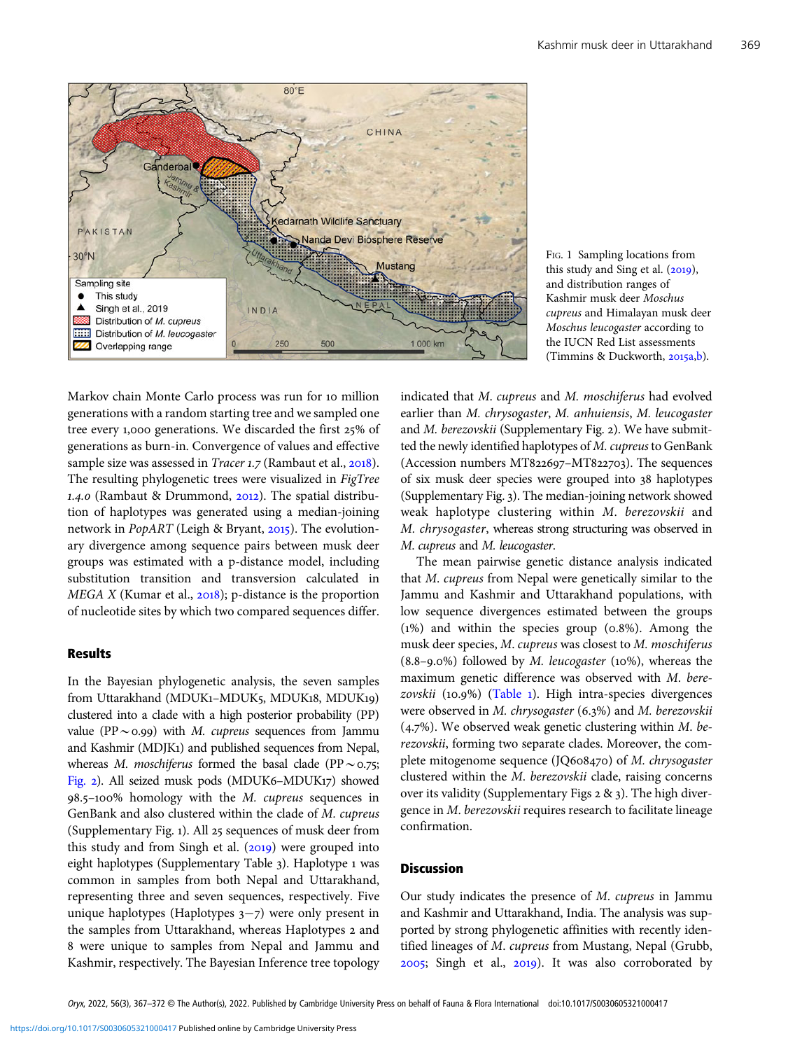Fig. 1 Sampling locations from this study and Sing et al. (2019), and distribution ranges of Kashmir musk deer *Moschus cupreus* and Himalayan musk deer *Moschus leucogaster* according to the IUCN Red List assessments (Timmins & Duckworth, 2015a,b).

Markov chain Monte Carlo process was run for 10 million generations with a random starting tree and we sampled one tree every 1,000 generations. We discarded the first 25% of generations as burn-in. Convergence of values and effective sample size was assessed in *Tracer 1.7* (Rambaut et al., 2018). The resulting phylogenetic trees were visualized in *FigTree 1.4.0* (Rambaut & Drummond, 2012). The spatial distribution of haplotypes was generated using a median-joining network in *PopART* (Leigh & Bryant, 2015). The evolutionary divergence among sequence pairs between musk deer groups was estimated with a p-distance model, including substitution transition and transversion calculated in *MEGA X* (Kumar et al., 2018); p-distance is the proportion of nucleotide sites by which two compared sequences differ.

## Results

In the Bayesian phylogenetic analysis, the seven samples from Uttarakhand (MDUK1–MDUK5, MDUK18, MDUK19) clustered into a clade with a high posterior probability (PP) value (PP ~ 0.99) with *M. cupreus* sequences from Jammu and Kashmir (MDJK1) and published sequences from Nepal, whereas *M. moschiferus* formed the basal clade (PP ~ 0.75; Fig. 2). All seized musk pods (MDUK6–MDUK17) showed 98.5–100% homology with the *M. cupreus* sequences in GenBank and also clustered within the clade of *M. cupreus* (Supplementary Fig. 1). All 25 sequences of musk deer from this study and from Singh et al. (2019) were grouped into eight haplotypes (Supplementary Table 3). Haplotype 1 was common in samples from both Nepal and Uttarakhand, representing three and seven sequences, respectively. Five unique haplotypes (Haplotypes 3–7) were only present in the samples from Uttarakhand, whereas Haplotypes 2 and 8 were unique to samples from Nepal and Jammu and Kashmir, respectively. The Bayesian Inference tree topology indicated that *M. cupreus* and *M. moschiferus* had evolved earlier than *M. chrysogaster*, *M. anhuiensis*, *M. leucogaster* and *M. berezovskii* (Supplementary Fig. 2). We have submitted the newly identified haplotypes of *M. cupreus* to GenBank (Accession numbers MT822697–MT822703). The sequences of six musk deer species were grouped into 38 haplotypes (Supplementary Fig. 3). The median-joining network showed weak haplotype clustering within *M. berezovskii* and *M. chrysogaster*, whereas strong structuring was observed in *M. cupreus* and *M. leucogaster*.

The mean pairwise genetic distance analysis indicated that *M. cupreus* from Nepal were genetically similar to the Jammu and Kashmir and Uttarakhand populations, with low sequence divergences estimated between the groups (1%) and within the species group (0.8%). Among the musk deer species, *M. cupreus* was closest to *M. moschiferus* (8.8–9.0%) followed by *M. leucogaster* (10%), whereas the maximum genetic difference was observed with *M. berezovskii* (10.9%) (Table 1). High intra-species divergences were observed in *M. chrysogaster* (6.3%) and *M. berezovskii* (4.7%). We observed weak genetic clustering within *M. berezovskii*, forming two separate clades. Moreover, the complete mitogenome sequence (JQ608470) of *M. chrysogaster* clustered within the *M. berezovskii* clade, raising concerns over its validity (Supplementary Figs 2 & 3). The high divergence in *M. berezovskii* requires research to facilitate lineage confirmation.

## Discussion

Our study indicates the presence of *M. cupreus* in Jammu and Kashmir and Uttarakhand, India. The analysis was supported by strong phylogenetic affinities with recently identified lineages of *M. cupreus* from Mustang, Nepal (Grubb, 2005; Singh et al., 2019). It was also corroborated by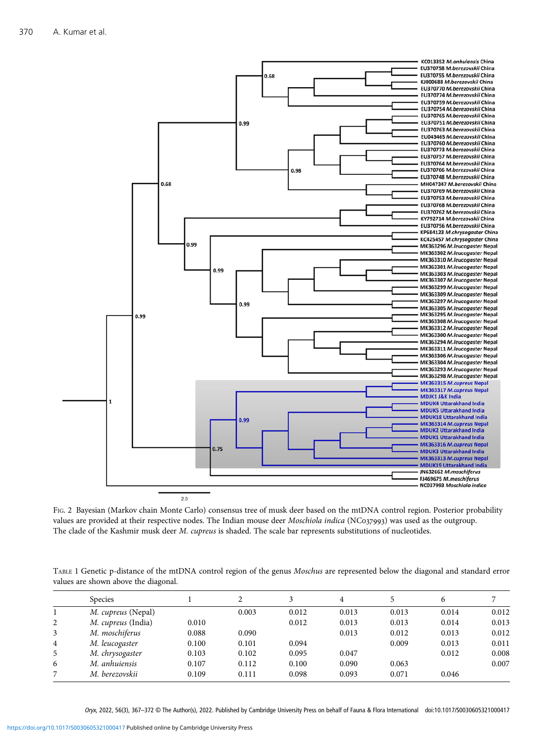Fig. 2 Bayesian (Markov chain Monte Carlo) consensus tree of musk deer based on the mtDNA control region. Posterior probability values are provided at their respective nodes. The Indian mouse deer *Moschiola indica* (NC037993) was used as the outgroup. The clade of the Kashmir musk deer *M. cupreus* is shaded. The scale bar represents substitutions of nucleotides.

Table 1 Genetic p-distance of the mtDNA control region of the genus *Moschus* are represented below the diagonal and standard error values are shown above the diagonal.

| | Species | 1 | 2 | 3 | 4 | 5 | 6 | 7 |
|---|---|---|---|---|---|---|---|---|
| 1 | *M. cupreus* (Nepal) | | 0.003 | 0.012 | 0.013 | 0.013 | 0.014 | 0.012 |
| 2 | *M. cupreus* (India) | 0.010 | | 0.012 | 0.013 | 0.013 | 0.014 | 0.013 |
| 3 | *M. moschiferus* | 0.088 | 0.090 | | 0.013 | 0.012 | 0.013 | 0.012 |
| 4 | *M. leucogaster* | 0.100 | 0.101 | 0.094 | | 0.009 | 0.013 | 0.011 |
| 5 | *M. chrysogaster* | 0.103 | 0.102 | 0.095 | 0.047 | | 0.012 | 0.008 |
| 6 | *M. anhuiensis* | 0.107 | 0.112 | 0.100 | 0.090 | 0.063 | | 0.007 |
| 7 | *M. berezovskii* | 0.109 | 0.111 | 0.098 | 0.093 | 0.071 | 0.046 | |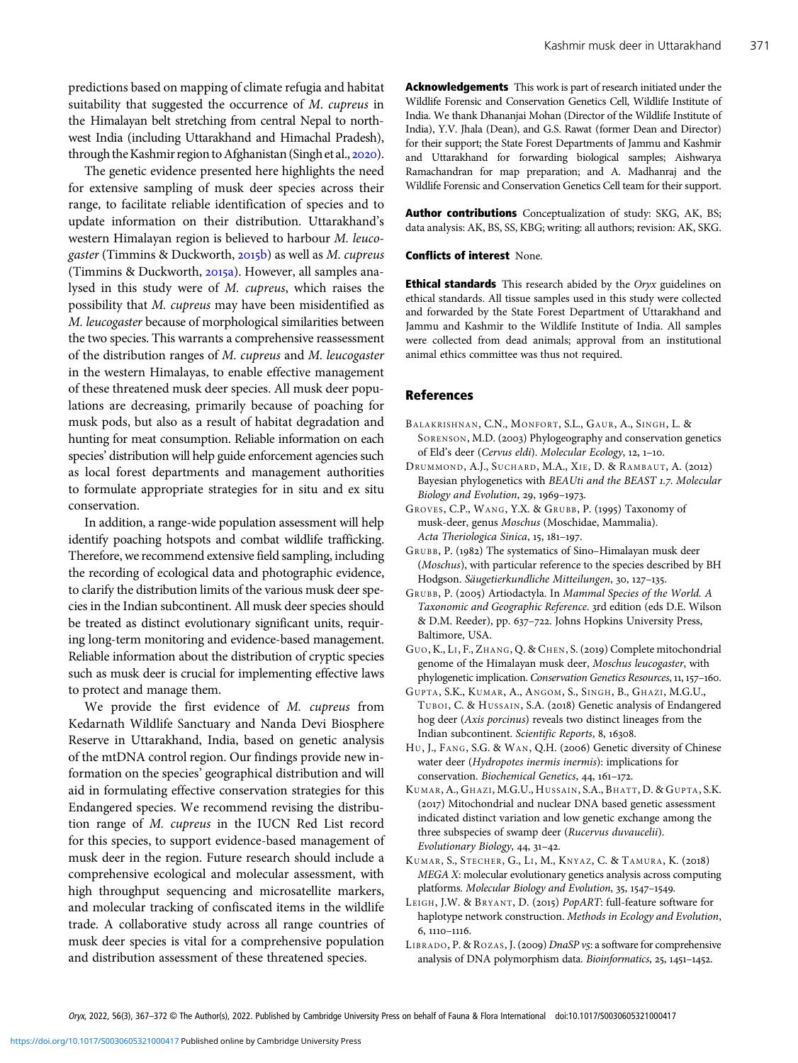predictions based on mapping of climate refugia and habitat suitability that suggested the occurrence of *M. cupreus* in the Himalayan belt stretching from central Nepal to north-west India (including Uttarakhand and Himachal Pradesh), through the Kashmir region to Afghanistan (Singh et al., 2020).

The genetic evidence presented here highlights the need for extensive sampling of musk deer species across their range, to facilitate reliable identification of species and to update information on their distribution. Uttarakhand's western Himalayan region is believed to harbour *M. leucogaster* (Timmins & Duckworth, 2015b) as well as *M. cupreus* (Timmins & Duckworth, 2015a). However, all samples analysed in this study were of *M. cupreus*, which raises the possibility that *M. cupreus* may have been misidentified as *M. leucogaster* because of morphological similarities between the two species. This warrants a comprehensive reassessment of the distribution ranges of *M. cupreus* and *M. leucogaster* in the western Himalayas, to enable effective management of these threatened musk deer species. All musk deer populations are decreasing, primarily because of poaching for musk pods, but also as a result of habitat degradation and hunting for meat consumption. Reliable information on each species' distribution will help guide enforcement agencies such as local forest departments and management authorities to formulate appropriate strategies for in situ and ex situ conservation.

In addition, a range-wide population assessment will help identify poaching hotspots and combat wildlife trafficking. Therefore, we recommend extensive field sampling, including the recording of ecological data and photographic evidence, to clarify the distribution limits of the various musk deer species in the Indian subcontinent. All musk deer species should be treated as distinct evolutionary significant units, requiring long-term monitoring and evidence-based management. Reliable information about the distribution of cryptic species such as musk deer is crucial for implementing effective laws to protect and manage them.

We provide the first evidence of *M. cupreus* from Kedarnath Wildlife Sanctuary and Nanda Devi Biosphere Reserve in Uttarakhand, India, based on genetic analysis of the mtDNA control region. Our findings provide new information on the species' geographical distribution and will aid in formulating effective conservation strategies for this Endangered species. We recommend revising the distribution range of *M. cupreus* in the IUCN Red List record for this species, to support evidence-based management of musk deer in the region. Future research should include a comprehensive ecological and molecular assessment, with high throughput sequencing and microsatellite markers, and molecular tracking of confiscated items in the wildlife trade. A collaborative study across all range countries of musk deer species is vital for a comprehensive population and distribution assessment of these threatened species.

**Acknowledgements** This work is part of research initiated under the Wildlife Forensic and Conservation Genetics Cell, Wildlife Institute of India. We thank Dhananjai Mohan (Director of the Wildlife Institute of India), Y.V. Jhala (Dean), and G.S. Rawat (former Dean and Director) for their support; the State Forest Departments of Jammu and Kashmir and Uttarakhand for forwarding biological samples; Aishwarya Ramachandran for map preparation; and A. Madhanraj and the Wildlife Forensic and Conservation Genetics Cell team for their support.

**Author contributions** Conceptualization of study: SKG, AK, BS; data analysis: AK, BS, SS, KBG; writing: all authors; revision: AK, SKG.

**Conflicts of interest** None.

**Ethical standards** This research abided by the *Oryx* guidelines on ethical standards. All tissue samples used in this study were collected and forwarded by the State Forest Department of Uttarakhand and Jammu and Kashmir to the Wildlife Institute of India. All samples were collected from dead animals; approval from an institutional animal ethics committee was thus not required.

## References

Balakrishnan, C.N., Monfort, S.L., Gaur, A., Singh, L. & Sorenson, M.D. (2003) Phylogeography and conservation genetics of Eld's deer (*Cervus eldi*). *Molecular Ecology*, 12, 1–10.

Drummond, A.J., Suchard, M.A., Xie, D. & Rambaut, A. (2012) Bayesian phylogenetics with *BEAUti and the BEAST 1.7*. *Molecular Biology and Evolution*, 29, 1969–1973.

Groves, C.P., Wang, Y.X. & Grubb, P. (1995) Taxonomy of musk-deer, genus *Moschus* (Moschidae, Mammalia). *Acta Theriologica Sinica*, 15, 181–197.

Grubb, P. (1982) The systematics of Sino–Himalayan musk deer (*Moschus*), with particular reference to the species described by BH Hodgson. *Säugetierkundliche Mitteilungen*, 30, 127–135.

Grubb, P. (2005) Artiodactyla. In *Mammal Species of the World. A Taxonomic and Geographic Reference*. 3rd edition (eds D.E. Wilson & D.M. Reeder), pp. 637–722. Johns Hopkins University Press, Baltimore, USA.

Guo, K., Li, F., Zhang, Q. & Chen, S. (2019) Complete mitochondrial genome of the Himalayan musk deer, *Moschus leucogaster*, with phylogenetic implication. *Conservation Genetics Resources*, 11, 157–160.

Gupta, S.K., Kumar, A., Angom, S., Singh, B., Ghazi, M.G.U., Tuboi, C. & Hussain, S.A. (2018) Genetic analysis of Endangered hog deer (*Axis porcinus*) reveals two distinct lineages from the Indian subcontinent. *Scientific Reports*, 8, 16308.

Hu, J., Fang, S.G. & Wan, Q.H. (2006) Genetic diversity of Chinese water deer (*Hydropotes inermis inermis*): implications for conservation. *Biochemical Genetics*, 44, 161–172.

Kumar, A., Ghazi, M.G.U., Hussain, S.A., Bhatt, D. & Gupta, S.K. (2017) Mitochondrial and nuclear DNA based genetic assessment indicated distinct variation and low genetic exchange among the three subspecies of swamp deer (*Rucervus duvaucelii*). *Evolutionary Biology*, 44, 31–42.

Kumar, S., Stecher, G., Li, M., Knyaz, C. & Tamura, K. (2018) *MEGA X*: molecular evolutionary genetics analysis across computing platforms. *Molecular Biology and Evolution*, 35, 1547–1549.

Leigh, J.W. & Bryant, D. (2015) *PopART*: full-feature software for haplotype network construction. *Methods in Ecology and Evolution*, 6, 1110–1116.

Librado, P. & Rozas, J. (2009) *DnaSP v5*: a software for comprehensive analysis of DNA polymorphism data. *Bioinformatics*, 25, 1451–1452.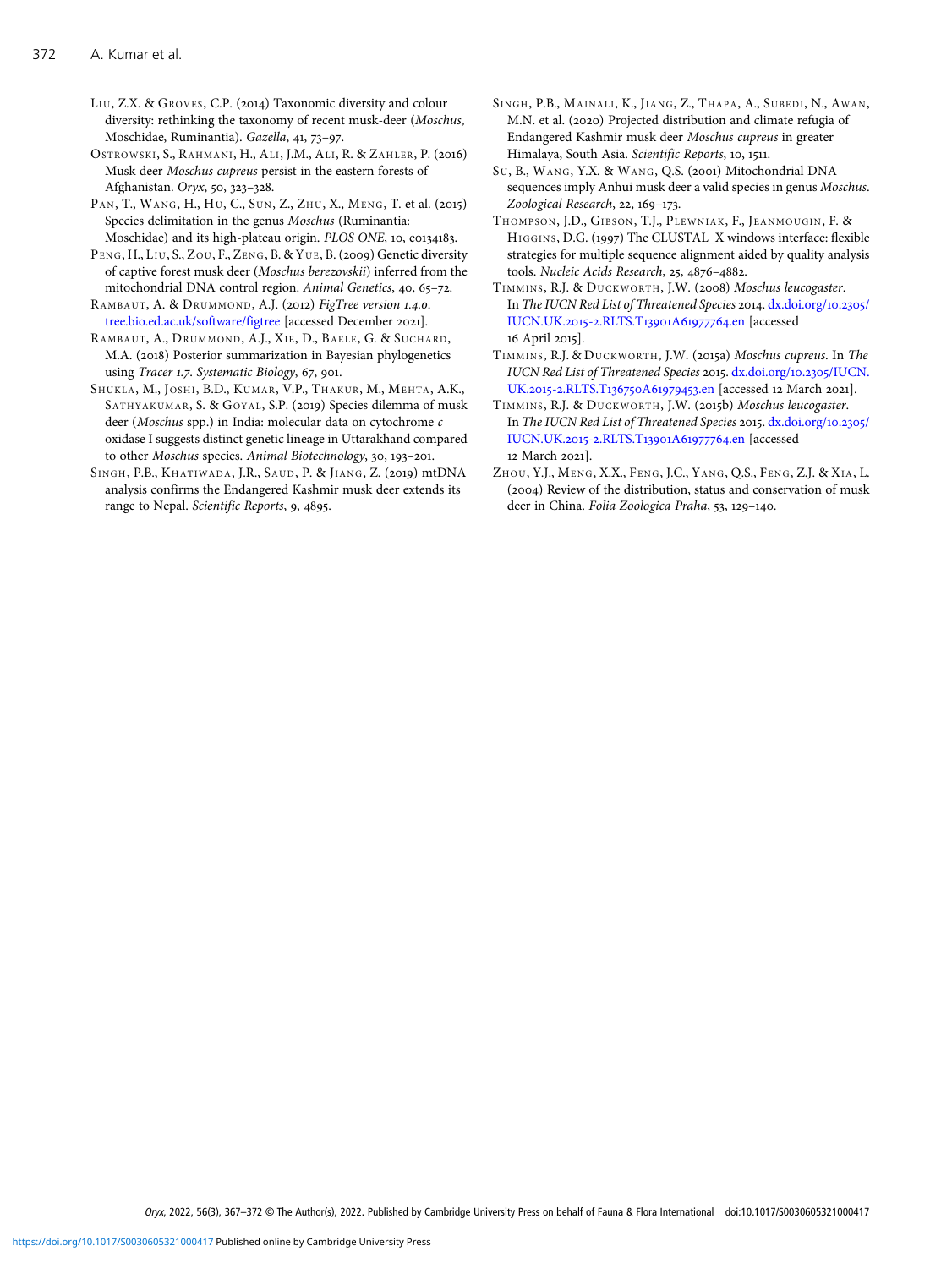Liu, Z.X. & Groves, C.P. (2014) Taxonomic diversity and colour diversity: rethinking the taxonomy of recent musk-deer (*Moschus*, Moschidae, Ruminantia). *Gazella*, 41, 73–97.

Ostrowski, S., Rahmani, H., Ali, J.M., Ali, R. & Zahler, P. (2016) Musk deer *Moschus cupreus* persist in the eastern forests of Afghanistan. *Oryx*, 50, 323–328.

Pan, T., Wang, H., Hu, C., Sun, Z., Zhu, X., Meng, T. et al. (2015) Species delimitation in the genus *Moschus* (Ruminantia: Moschidae) and its high-plateau origin. *PLOS ONE*, 10, e0134183.

Peng, H., Liu, S., Zou, F., Zeng, B. & Yue, B. (2009) Genetic diversity of captive forest musk deer (*Moschus berezovskii*) inferred from the mitochondrial DNA control region. *Animal Genetics*, 40, 65–72.

Rambaut, A. & Drummond, A.J. (2012) *FigTree version 1.4.0*. tree.bio.ed.ac.uk/software/figtree [accessed December 2021].

Rambaut, A., Drummond, A.J., Xie, D., Baele, G. & Suchard, M.A. (2018) Posterior summarization in Bayesian phylogenetics using *Tracer 1.7*. *Systematic Biology*, 67, 901.

Shukla, M., Joshi, B.D., Kumar, V.P., Thakur, M., Mehta, A.K., Sathyakumar, S. & Goyal, S.P. (2019) Species dilemma of musk deer (*Moschus* spp.) in India: molecular data on cytochrome *c* oxidase I suggests distinct genetic lineage in Uttarakhand compared to other *Moschus* species. *Animal Biotechnology*, 30, 193–201.

Singh, P.B., Khatiwada, J.R., Saud, P. & Jiang, Z. (2019) mtDNA analysis confirms the Endangered Kashmir musk deer extends its range to Nepal. *Scientific Reports*, 9, 4895.

Singh, P.B., Mainali, K., Jiang, Z., Thapa, A., Subedi, N., Awan, M.N. et al. (2020) Projected distribution and climate refugia of Endangered Kashmir musk deer *Moschus cupreus* in greater Himalaya, South Asia. *Scientific Reports*, 10, 1511.

Su, B., Wang, Y.X. & Wang, Q.S. (2001) Mitochondrial DNA sequences imply Anhui musk deer a valid species in genus *Moschus*. *Zoological Research*, 22, 169–173.

Thompson, J.D., Gibson, T.J., Plewniak, F., Jeanmougin, F. & Higgins, D.G. (1997) The CLUSTAL_X windows interface: flexible strategies for multiple sequence alignment aided by quality analysis tools. *Nucleic Acids Research*, 25, 4876–4882.

Timmins, R.J. & Duckworth, J.W. (2008) *Moschus leucogaster*. In *The IUCN Red List of Threatened Species* 2014. dx.doi.org/10.2305/IUCN.UK.2015-2.RLTS.T13901A61977764.en [accessed 16 April 2015].

Timmins, R.J. & Duckworth, J.W. (2015a) *Moschus cupreus*. In *The IUCN Red List of Threatened Species* 2015. dx.doi.org/10.2305/IUCN.UK.2015-2.RLTS.T136750A61979453.en [accessed 12 March 2021].

Timmins, R.J. & Duckworth, J.W. (2015b) *Moschus leucogaster*. In *The IUCN Red List of Threatened Species* 2015. dx.doi.org/10.2305/IUCN.UK.2015-2.RLTS.T13901A61977764.en [accessed 12 March 2021].

Zhou, Y.J., Meng, X.X., Feng, J.C., Yang, Q.S., Feng, Z.J. & Xia, L. (2004) Review of the distribution, status and conservation of musk deer in China. *Folia Zoologica Praha*, 53, 129–140.